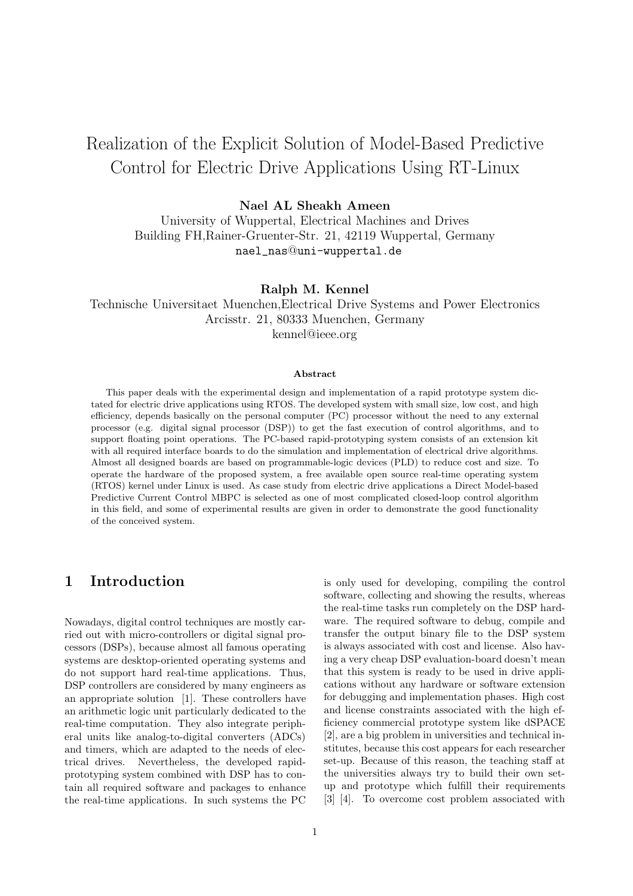# Realization of the Explicit Solution of Model-Based Predictive Control for Electric Drive Applications Using RT-Linux

**Nael AL Sheakh Ameen**
University of Wuppertal, Electrical Machines and Drives
Building FH,Rainer-Gruenter-Str. 21, 42119 Wuppertal, Germany
nael_nas@uni-wuppertal.de

**Ralph M. Kennel**
Technische Universitaet Muenchen,Electrical Drive Systems and Power Electronics
Arcisstr. 21, 80333 Muenchen, Germany
kennel@ieee.org

**Abstract**

This paper deals with the experimental design and implementation of a rapid prototype system dictated for electric drive applications using RTOS. The developed system with small size, low cost, and high efficiency, depends basically on the personal computer (PC) processor without the need to any external processor (e.g. digital signal processor (DSP)) to get the fast execution of control algorithms, and to support floating point operations. The PC-based rapid-prototyping system consists of an extension kit with all required interface boards to do the simulation and implementation of electrical drive algorithms. Almost all designed boards are based on programmable-logic devices (PLD) to reduce cost and size. To operate the hardware of the proposed system, a free available open source real-time operating system (RTOS) kernel under Linux is used. As case study from electric drive applications a Direct Model-based Predictive Current Control MBPC is selected as one of most complicated closed-loop control algorithm in this field, and some of experimental results are given in order to demonstrate the good functionality of the conceived system.

## 1 Introduction

Nowadays, digital control techniques are mostly carried out with micro-controllers or digital signal processors (DSPs), because almost all famous operating systems are desktop-oriented operating systems and do not support hard real-time applications. Thus, DSP controllers are considered by many engineers as an appropriate solution [1]. These controllers have an arithmetic logic unit particularly dedicated to the real-time computation. They also integrate peripheral units like analog-to-digital converters (ADCs) and timers, which are adapted to the needs of electrical drives. Nevertheless, the developed rapid-prototyping system combined with DSP has to contain all required software and packages to enhance the real-time applications. In such systems the PC is only used for developing, compiling the control software, collecting and showing the results, whereas the real-time tasks run completely on the DSP hardware. The required software to debug, compile and transfer the output binary file to the DSP system is always associated with cost and license. Also having a very cheap DSP evaluation-board doesn't mean that this system is ready to be used in drive applications without any hardware or software extension for debugging and implementation phases. High cost and license constraints associated with the high efficiency commercial prototype system like dSPACE [2], are a big problem in universities and technical institutes, because this cost appears for each researcher set-up. Because of this reason, the teaching staff at the universities always try to build their own set-up and prototype which fulfill their requirements [3] [4]. To overcome cost problem associated with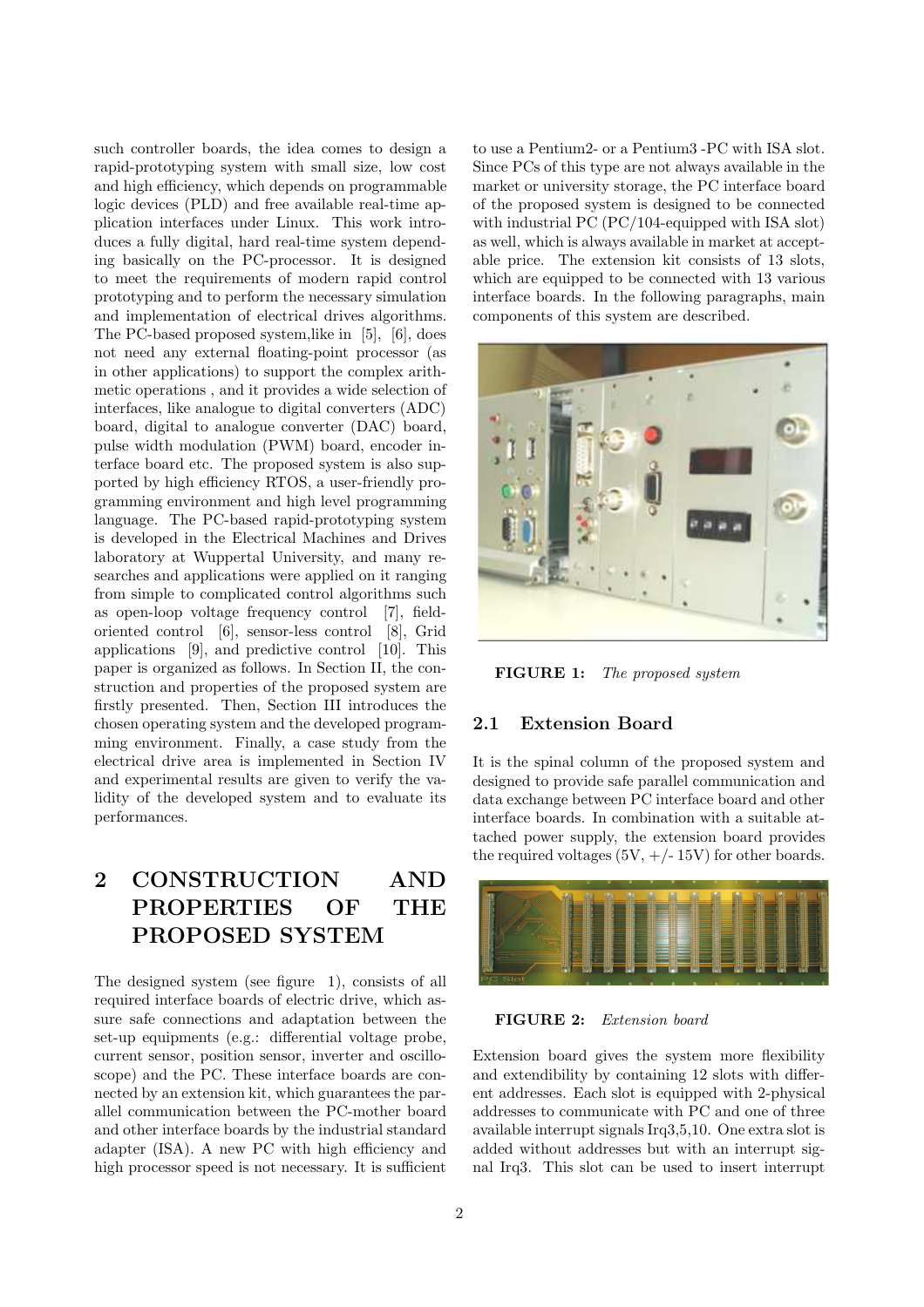such controller boards, the idea comes to design a rapid-prototyping system with small size, low cost and high efficiency, which depends on programmable logic devices (PLD) and free available real-time application interfaces under Linux. This work introduces a fully digital, hard real-time system depending basically on the PC-processor. It is designed to meet the requirements of modern rapid control prototyping and to perform the necessary simulation and implementation of electrical drives algorithms. The PC-based proposed system,like in [5], [6], does not need any external floating-point processor (as in other applications) to support the complex arithmetic operations , and it provides a wide selection of interfaces, like analogue to digital converters (ADC) board, digital to analogue converter (DAC) board, pulse width modulation (PWM) board, encoder interface board etc. The proposed system is also supported by high efficiency RTOS, a user-friendly programming environment and high level programming language. The PC-based rapid-prototyping system is developed in the Electrical Machines and Drives laboratory at Wuppertal University, and many researches and applications were applied on it ranging from simple to complicated control algorithms such as open-loop voltage frequency control [7], field-oriented control [6], sensor-less control [8], Grid applications [9], and predictive control [10]. This paper is organized as follows. In Section II, the construction and properties of the proposed system are firstly presented. Then, Section III introduces the chosen operating system and the developed programming environment. Finally, a case study from the electrical drive area is implemented in Section IV and experimental results are given to verify the validity of the developed system and to evaluate its performances.

# 2 CONSTRUCTION AND PROPERTIES OF THE PROPOSED SYSTEM

The designed system (see figure 1), consists of all required interface boards of electric drive, which assure safe connections and adaptation between the set-up equipments (e.g.: differential voltage probe, current sensor, position sensor, inverter and oscilloscope) and the PC. These interface boards are connected by an extension kit, which guarantees the parallel communication between the PC-mother board and other interface boards by the industrial standard adapter (ISA). A new PC with high efficiency and high processor speed is not necessary. It is sufficient to use a Pentium2- or a Pentium3 -PC with ISA slot. Since PCs of this type are not always available in the market or university storage, the PC interface board of the proposed system is designed to be connected with industrial PC (PC/104-equipped with ISA slot) as well, which is always available in market at acceptable price. The extension kit consists of 13 slots, which are equipped to be connected with 13 various interface boards. In the following paragraphs, main components of this system are described.

**FIGURE 1:** *The proposed system*

## 2.1 Extension Board

It is the spinal column of the proposed system and designed to provide safe parallel communication and data exchange between PC interface board and other interface boards. In combination with a suitable attached power supply, the extension board provides the required voltages (5V, +/- 15V) for other boards.

**FIGURE 2:** *Extension board*

Extension board gives the system more flexibility and extendibility by containing 12 slots with different addresses. Each slot is equipped with 2-physical addresses to communicate with PC and one of three available interrupt signals Irq3,5,10. One extra slot is added without addresses but with an interrupt signal Irq3. This slot can be used to insert interrupt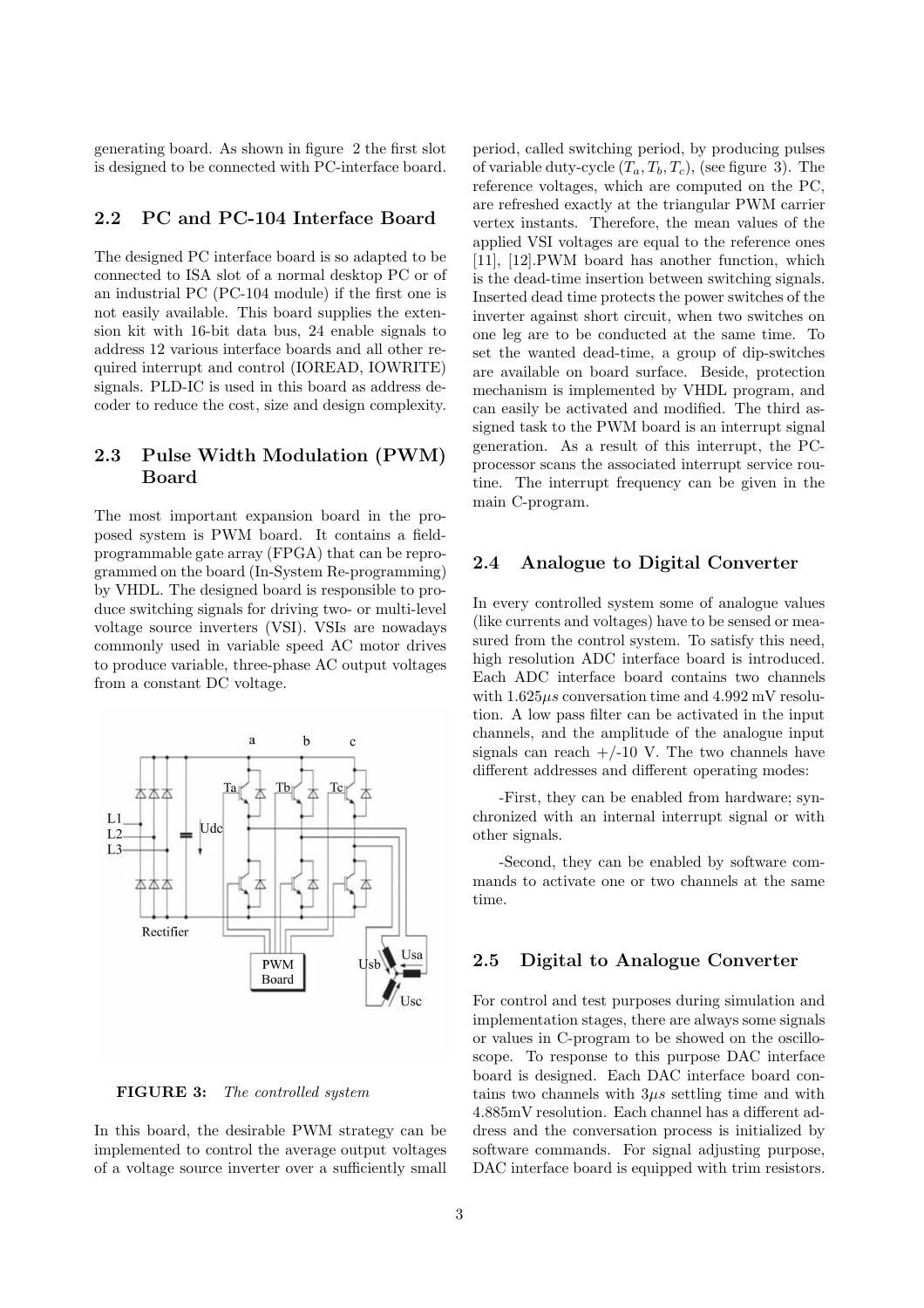generating board. As shown in figure 2 the first slot is designed to be connected with PC-interface board.

## 2.2 PC and PC-104 Interface Board

The designed PC interface board is so adapted to be connected to ISA slot of a normal desktop PC or of an industrial PC (PC-104 module) if the first one is not easily available. This board supplies the extension kit with 16-bit data bus, 24 enable signals to address 12 various interface boards and all other required interrupt and control (IOREAD, IOWRITE) signals. PLD-IC is used in this board as address decoder to reduce the cost, size and design complexity.

## 2.3 Pulse Width Modulation (PWM) Board

The most important expansion board in the proposed system is PWM board. It contains a field-programmable gate array (FPGA) that can be reprogrammed on the board (In-System Re-programming) by VHDL. The designed board is responsible to produce switching signals for driving two- or multi-level voltage source inverters (VSI). VSIs are nowadays commonly used in variable speed AC motor drives to produce variable, three-phase AC output voltages from a constant DC voltage.

a
b
c
Ta
Tb
Tc
L1
L2
L3
Udc
Rectifier
PWM Board
Usa
Usb
Usc

**FIGURE 3:** *The controlled system*

In this board, the desirable PWM strategy can be implemented to control the average output voltages of a voltage source inverter over a sufficiently small period, called switching period, by producing pulses of variable duty-cycle ($T_a, T_b, T_c$), (see figure 3). The reference voltages, which are computed on the PC, are refreshed exactly at the triangular PWM carrier vertex instants. Therefore, the mean values of the applied VSI voltages are equal to the reference ones [11], [12].PWM board has another function, which is the dead-time insertion between switching signals. Inserted dead time protects the power switches of the inverter against short circuit, when two switches on one leg are to be conducted at the same time. To set the wanted dead-time, a group of dip-switches are available on board surface. Beside, protection mechanism is implemented by VHDL program, and can easily be activated and modified. The third assigned task to the PWM board is an interrupt signal generation. As a result of this interrupt, the PC-processor scans the associated interrupt service routine. The interrupt frequency can be given in the main C-program.

## 2.4 Analogue to Digital Converter

In every controlled system some of analogue values (like currents and voltages) have to be sensed or measured from the control system. To satisfy this need, high resolution ADC interface board is introduced. Each ADC interface board contains two channels with $1.625\mu s$ conversation time and 4.992 mV resolution. A low pass filter can be activated in the input channels, and the amplitude of the analogue input signals can reach +/-10 V. The two channels have different addresses and different operating modes:

-First, they can be enabled from hardware; synchronized with an internal interrupt signal or with other signals.

-Second, they can be enabled by software commands to activate one or two channels at the same time.

## 2.5 Digital to Analogue Converter

For control and test purposes during simulation and implementation stages, there are always some signals or values in C-program to be showed on the oscilloscope. To response to this purpose DAC interface board is designed. Each DAC interface board contains two channels with $3\mu s$ settling time and with 4.885mV resolution. Each channel has a different address and the conversation process is initialized by software commands. For signal adjusting purpose, DAC interface board is equipped with trim resistors.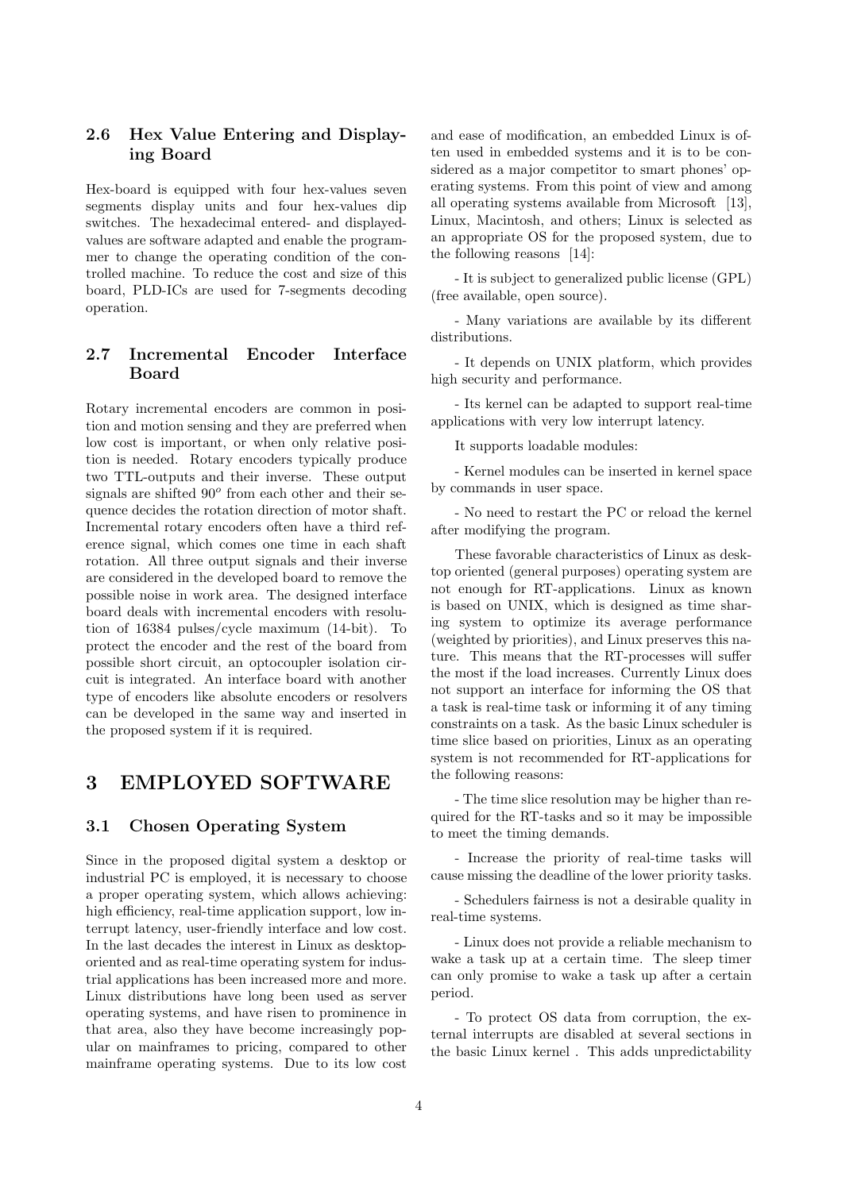### 2.6 Hex Value Entering and Displaying Board

Hex-board is equipped with four hex-values seven segments display units and four hex-values dip switches. The hexadecimal entered- and displayed-values are software adapted and enable the programmer to change the operating condition of the controlled machine. To reduce the cost and size of this board, PLD-ICs are used for 7-segments decoding operation.

### 2.7 Incremental Encoder Interface Board

Rotary incremental encoders are common in position and motion sensing and they are preferred when low cost is important, or when only relative position is needed. Rotary encoders typically produce two TTL-outputs and their inverse. These output signals are shifted $90^o$ from each other and their sequence decides the rotation direction of motor shaft. Incremental rotary encoders often have a third reference signal, which comes one time in each shaft rotation. All three output signals and their inverse are considered in the developed board to remove the possible noise in work area. The designed interface board deals with incremental encoders with resolution of 16384 pulses/cycle maximum (14-bit). To protect the encoder and the rest of the board from possible short circuit, an optocoupler isolation circuit is integrated. An interface board with another type of encoders like absolute encoders or resolvers can be developed in the same way and inserted in the proposed system if it is required.

## 3 EMPLOYED SOFTWARE

### 3.1 Chosen Operating System

Since in the proposed digital system a desktop or industrial PC is employed, it is necessary to choose a proper operating system, which allows achieving: high efficiency, real-time application support, low interrupt latency, user-friendly interface and low cost. In the last decades the interest in Linux as desktop-oriented and as real-time operating system for industrial applications has been increased more and more. Linux distributions have long been used as server operating systems, and have risen to prominence in that area, also they have become increasingly popular on mainframes to pricing, compared to other mainframe operating systems. Due to its low cost and ease of modification, an embedded Linux is often used in embedded systems and it is to be considered as a major competitor to smart phones' operating systems. From this point of view and among all operating systems available from Microsoft [13], Linux, Macintosh, and others; Linux is selected as an appropriate OS for the proposed system, due to the following reasons [14]:

- It is subject to generalized public license (GPL) (free available, open source).

- Many variations are available by its different distributions.

- It depends on UNIX platform, which provides high security and performance.

- Its kernel can be adapted to support real-time applications with very low interrupt latency.

It supports loadable modules:

- Kernel modules can be inserted in kernel space by commands in user space.

- No need to restart the PC or reload the kernel after modifying the program.

These favorable characteristics of Linux as desktop oriented (general purposes) operating system are not enough for RT-applications. Linux as known is based on UNIX, which is designed as time sharing system to optimize its average performance (weighted by priorities), and Linux preserves this nature. This means that the RT-processes will suffer the most if the load increases. Currently Linux does not support an interface for informing the OS that a task is real-time task or informing it of any timing constraints on a task. As the basic Linux scheduler is time slice based on priorities, Linux as an operating system is not recommended for RT-applications for the following reasons:

- The time slice resolution may be higher than required for the RT-tasks and so it may be impossible to meet the timing demands.

- Increase the priority of real-time tasks will cause missing the deadline of the lower priority tasks.

- Schedulers fairness is not a desirable quality in real-time systems.

- Linux does not provide a reliable mechanism to wake a task up at a certain time. The sleep timer can only promise to wake a task up after a certain period.

- To protect OS data from corruption, the external interrupts are disabled at several sections in the basic Linux kernel . This adds unpredictability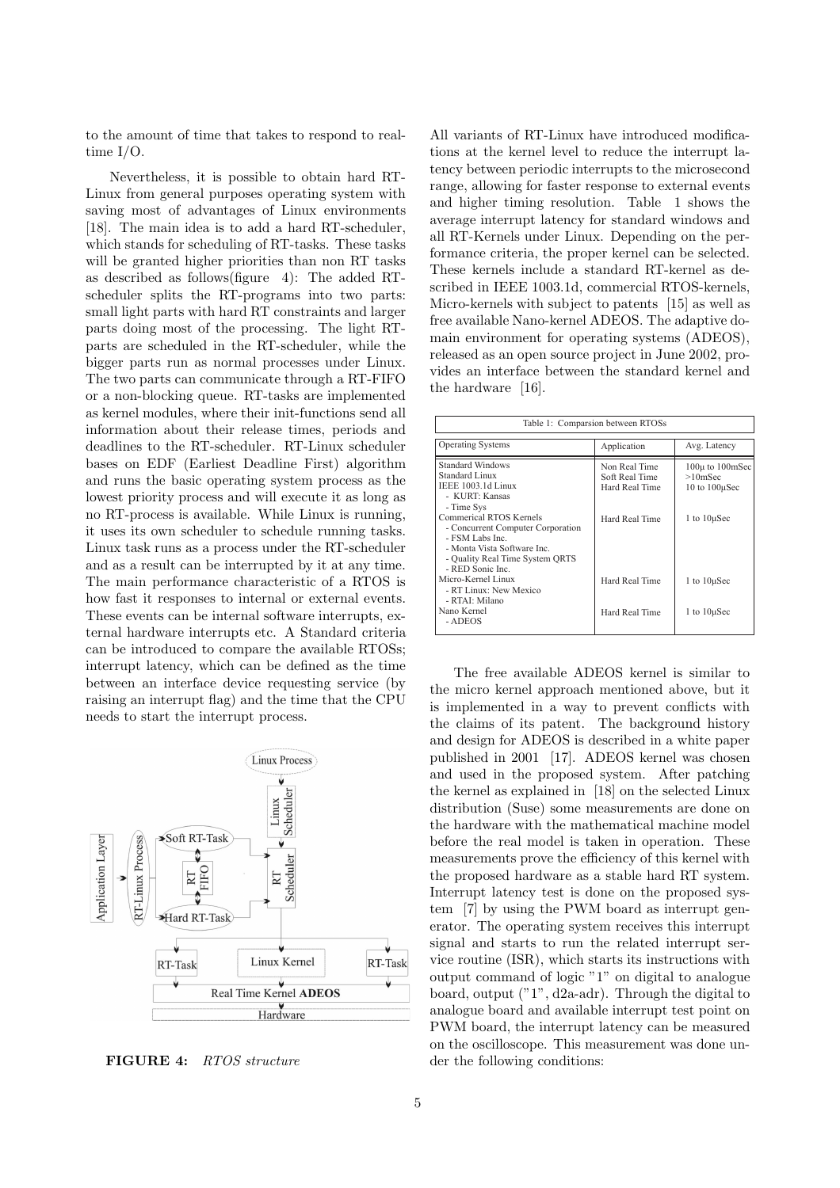to the amount of time that takes to respond to real-time I/O.

Nevertheless, it is possible to obtain hard RT-Linux from general purposes operating system with saving most of advantages of Linux environments [18]. The main idea is to add a hard RT-scheduler, which stands for scheduling of RT-tasks. These tasks will be granted higher priorities than non RT tasks as described as follows(figure 4): The added RT-scheduler splits the RT-programs into two parts: small light parts with hard RT constraints and larger parts doing most of the processing. The light RT-parts are scheduled in the RT-scheduler, while the bigger parts run as normal processes under Linux. The two parts can communicate through a RT-FIFO or a non-blocking queue. RT-tasks are implemented as kernel modules, where their init-functions send all information about their release times, periods and deadlines to the RT-scheduler. RT-Linux scheduler bases on EDF (Earliest Deadline First) algorithm and runs the basic operating system process as the lowest priority process and will execute it as long as no RT-process is available. While Linux is running, it uses its own scheduler to schedule running tasks. Linux task runs as a process under the RT-scheduler and as a result can be interrupted by it at any time. The main performance characteristic of a RTOS is how fast it responses to internal or external events. These events can be internal software interrupts, external hardware interrupts etc. A Standard criteria can be introduced to compare the available RTOSs; interrupt latency, which can be defined as the time between an interface device requesting service (by raising an interrupt flag) and the time that the CPU needs to start the interrupt process.

Application Layer
RT-Linux Process
Linux Process
Linux Scheduler
Soft RT-Task
RT FIFO
Hard RT-Task
RT Scheduler
RT-Task
Linux Kernel
RT-Task
Real Time Kernel **ADEOS**
Hardware

**FIGURE 4:** *RTOS structure*

All variants of RT-Linux have introduced modifications at the kernel level to reduce the interrupt latency between periodic interrupts to the microsecond range, allowing for faster response to external events and higher timing resolution. Table 1 shows the average interrupt latency for standard windows and all RT-Kernels under Linux. Depending on the performance criteria, the proper kernel can be selected. These kernels include a standard RT-kernel as described in IEEE 1003.1d, commercial RTOS-kernels, Micro-kernels with subject to patents [15] as well as free available Nano-kernel ADEOS. The adaptive domain environment for operating systems (ADEOS), released as an open source project in June 2002, provides an interface between the standard kernel and the hardware [16].

Table 1: Comparsion between RTOSs

| Operating Systems | Application | Avg. Latency |
|---|---|---|
| Standard Windows | Non Real Time | 100µ to 100mSec |
| Standard Linux | Soft Real Time | >10mSec |
| IEEE 1003.1d Linux<br>- KURT: Kansas<br>- Time Sys | Hard Real Time | 10 to 100µSec |
| Commerical RTOS Kernels<br>- Concurrent Computer Corporation<br>- FSM Labs Inc.<br>- Monta Vista Software Inc.<br>- Quality Real Time System QRTS<br>- RED Sonic Inc. | Hard Real Time | 1 to 10µSec |
| Micro-Kernel Linux<br>- RT Linux: New Mexico<br>- RTAI: Milano | Hard Real Time | 1 to 10µSec |
| Nano Kernel<br>- ADEOS | Hard Real Time | 1 to 10µSec |

The free available ADEOS kernel is similar to the micro kernel approach mentioned above, but it is implemented in a way to prevent conflicts with the claims of its patent. The background history and design for ADEOS is described in a white paper published in 2001 [17]. ADEOS kernel was chosen and used in the proposed system. After patching the kernel as explained in [18] on the selected Linux distribution (Suse) some measurements are done on the hardware with the mathematical machine model before the real model is taken in operation. These measurements prove the efficiency of this kernel with the proposed hardware as a stable hard RT system. Interrupt latency test is done on the proposed system [7] by using the PWM board as interrupt generator. The operating system receives this interrupt signal and starts to run the related interrupt service routine (ISR), which starts its instructions with output command of logic "1" on digital to analogue board, output ("1", d2a-adr). Through the digital to analogue board and available interrupt test point on PWM board, the interrupt latency can be measured on the oscilloscope. This measurement was done under the following conditions: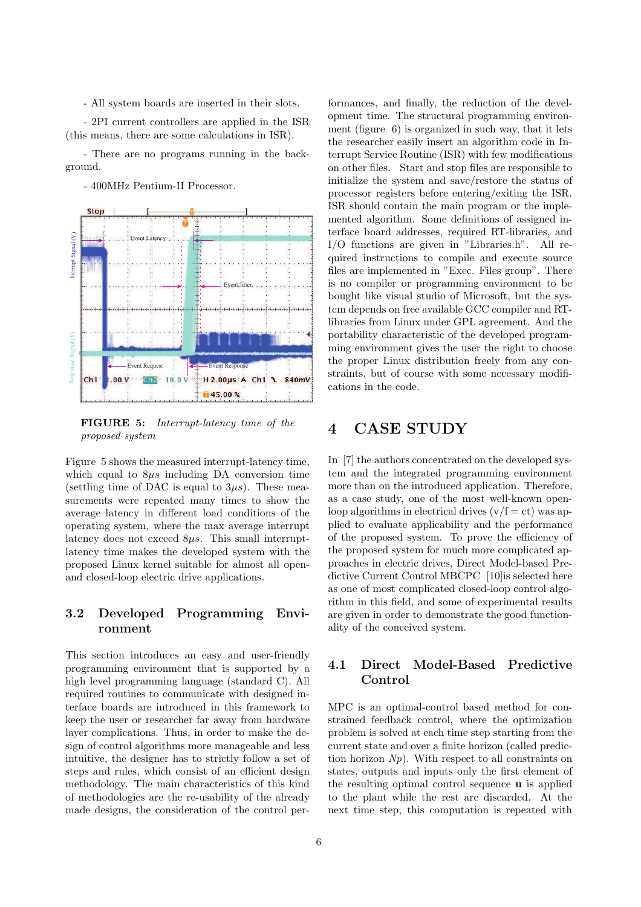- All system boards are inserted in their slots.

- 2PI current controllers are applied in the ISR (this means, there are some calculations in ISR).

- There are no programs running in the background.

- 400MHz Pentium-II Processor.

Stop

Event Latency

Event Jitter

Interrupt Signal (V)

Response Signal (V)

Event Request

Event Response

Ch1 1.00 V Ch2 10.0 V H 2.00µs A Ch1 840mV

45.00 %

**FIGURE 5:** *Interrupt-latency time of the proposed system*

Figure 5 shows the measured interrupt-latency time, which equal to $8\mu s$ including DA conversion time (settling time of DAC is equal to $3\mu s$). These measurements were repeated many times to show the average latency in different load conditions of the operating system, where the max average interrupt latency does not exceed $8\mu s$. This small interrupt-latency time makes the developed system with the proposed Linux kernel suitable for almost all open- and closed-loop electric drive applications.

### 3.2 Developed Programming Environment

This section introduces an easy and user-friendly programming environment that is supported by a high level programming language (standard C). All required routines to communicate with designed interface boards are introduced in this framework to keep the user or researcher far away from hardware layer complications. Thus, in order to make the design of control algorithms more manageable and less intuitive, the designer has to strictly follow a set of steps and rules, which consist of an efficient design methodology. The main characteristics of this kind of methodologies are the re-usability of the already made designs, the consideration of the control performances, and finally, the reduction of the development time. The structural programming environment (figure 6) is organized in such way, that it lets the researcher easily insert an algorithm code in Interrupt Service Routine (ISR) with few modifications on other files. Start and stop files are responsible to initialize the system and save/restore the status of processor registers before entering/exiting the ISR. ISR should contain the main program or the implemented algorithm. Some definitions of assigned interface board addresses, required RT-libraries, and I/O functions are given in "Libraries.h". All required instructions to compile and execute source files are implemented in "Exec. Files group". There is no compiler or programming environment to be bought like visual studio of Microsoft, but the system depends on free available GCC compiler and RT-libraries from Linux under GPL agreement. And the portability characteristic of the developed programming environment gives the user the right to choose the proper Linux distribution freely from any constraints, but of course with some necessary modifications in the code.

## 4 CASE STUDY

In [7] the authors concentrated on the developed system and the integrated programming environment more than on the introduced application. Therefore, as a case study, one of the most well-known open-loop algorithms in electrical drives (v/f = ct) was applied to evaluate applicability and the performance of the proposed system. To prove the efficiency of the proposed system for much more complicated approaches in electric drives, Direct Model-based Predictive Current Control MBPCC [10]is selected here as one of most complicated closed-loop control algorithm in this field, and some of experimental results are given in order to demonstrate the good functionality of the conceived system.

### 4.1 Direct Model-Based Predictive Control

MPC is an optimal-control based method for constrained feedback control, where the optimization problem is solved at each time step starting from the current state and over a finite horizon (called prediction horizon $Np$). With respect to all constraints on states, outputs and inputs only the first element of the resulting optimal control sequence $\mathbf{u}$ is applied to the plant while the rest are discarded. At the next time step, this computation is repeated with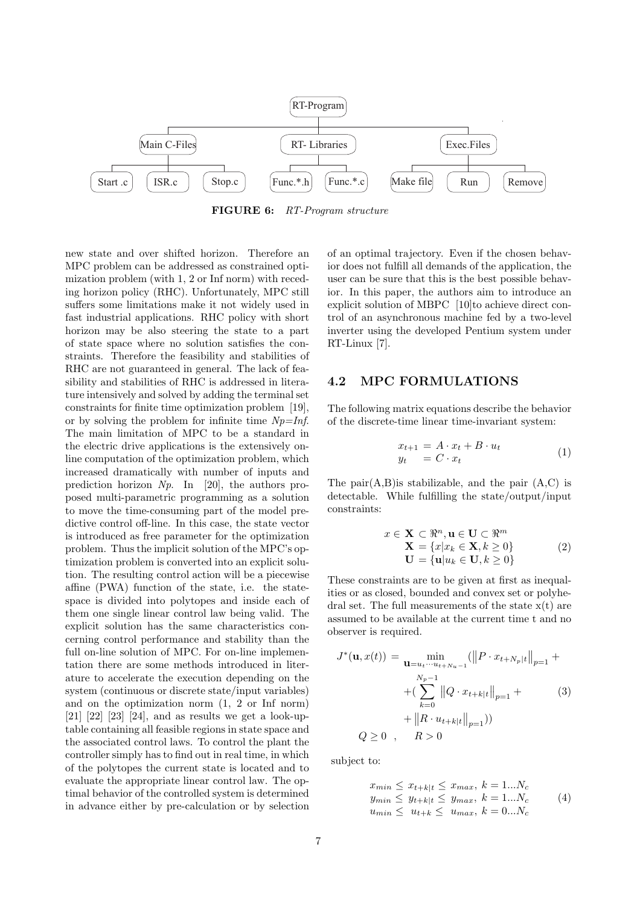RT-Program

Main C-Files

RT- Libraries

Exec.Files

Start .c

ISR.c

Stop.c

Func.*.h

Func.*.c

Make file

Run

Remove

**FIGURE 6:** *RT-Program structure*

new state and over shifted horizon. Therefore an MPC problem can be addressed as constrained optimization problem (with 1, 2 or Inf norm) with receding horizon policy (RHC). Unfortunately, MPC still suffers some limitations make it not widely used in fast industrial applications. RHC policy with short horizon may be also steering the state to a part of state space where no solution satisfies the constraints. Therefore the feasibility and stabilities of RHC are not guaranteed in general. The lack of feasibility and stabilities of RHC is addressed in literature intensively and solved by adding the terminal set constraints for finite time optimization problem [19], or by solving the problem for infinite time *Np=Inf*. The main limitation of MPC to be a standard in the electric drive applications is the extensively online computation of the optimization problem, which increased dramatically with number of inputs and prediction horizon *Np*. In [20], the authors proposed multi-parametric programming as a solution to move the time-consuming part of the model predictive control off-line. In this case, the state vector is introduced as free parameter for the optimization problem. Thus the implicit solution of the MPC's optimization problem is converted into an explicit solution. The resulting control action will be a piecewise affine (PWA) function of the state, i.e. the state-space is divided into polytopes and inside each of them one single linear control law being valid. The explicit solution has the same characteristics concerning control performance and stability than the full on-line solution of MPC. For on-line implementation there are some methods introduced in literature to accelerate the execution depending on the system (continuous or discrete state/input variables) and on the optimization norm (1, 2 or Inf norm) [21] [22] [23] [24], and as results we get a look-up-table containing all feasible regions in state space and the associated control laws. To control the plant the controller simply has to find out in real time, in which of the polytopes the current state is located and to evaluate the appropriate linear control law. The optimal behavior of the controlled system is determined in advance either by pre-calculation or by selection of an optimal trajectory. Even if the chosen behavior does not fulfill all demands of the application, the user can be sure that this is the best possible behavior. In this paper, the authors aim to introduce an explicit solution of MBPC [10]to achieve direct control of an asynchronous machine fed by a two-level inverter using the developed Pentium system under RT-Linux [7].

## 4.2 MPC FORMULATIONS

The following matrix equations describe the behavior of the discrete-time linear time-invariant system:

$$
\begin{aligned}
x_{t+1} &= A \cdot x_t + B \cdot u_t \\
y_t &= C \cdot x_t
\end{aligned}
\tag{1}
$$

The pair(A,B)is stabilizable, and the pair (A,C) is detectable. While fulfilling the state/output/input constraints:

$$
\begin{aligned}
x \in \mathbf{X} \subset \Re^n, &\mathbf{u} \in \mathbf{U} \subset \Re^m \\
\mathbf{X} &= \{x | x_k \in \mathbf{X}, k \geq 0\} \\
\mathbf{U} &= \{\mathbf{u} | u_k \in \mathbf{U}, k \geq 0\}
\end{aligned}
\tag{2}
$$

These constraints are to be given at first as inequalities or as closed, bounded and convex set or polyhedral set. The full measurements of the state x(t) are assumed to be available at the current time t and no observer is required.

$$
\begin{aligned}
J^*(\mathbf{u}, x(t)) = \min_{\mathbf{u}=u_t \cdots u_{t+N_u-1}} &(\left\|P \cdot x_{t+N_p|t}\right\|_{p=1} + \\
&+ (\sum_{k=0}^{N_p-1} \left\|Q \cdot x_{t+k|t}\right\|_{p=1} + \\
&+ \left\|R \cdot u_{t+k|t}\right\|_{p=1})) \\
Q \geq 0 \quad , \quad R > 0 &
\end{aligned}
\tag{3}
$$

subject to:

$$
\begin{aligned}
x_{min} \leq x_{t+k|t} \leq x_{max}, \; k = 1...N_c \\
y_{min} \leq y_{t+k|t} \leq y_{max}, \; k = 1...N_c \\
u_{min} \leq \; u_{t+k} \leq \; u_{max}, \; k = 0...N_c
\end{aligned}
\tag{4}
$$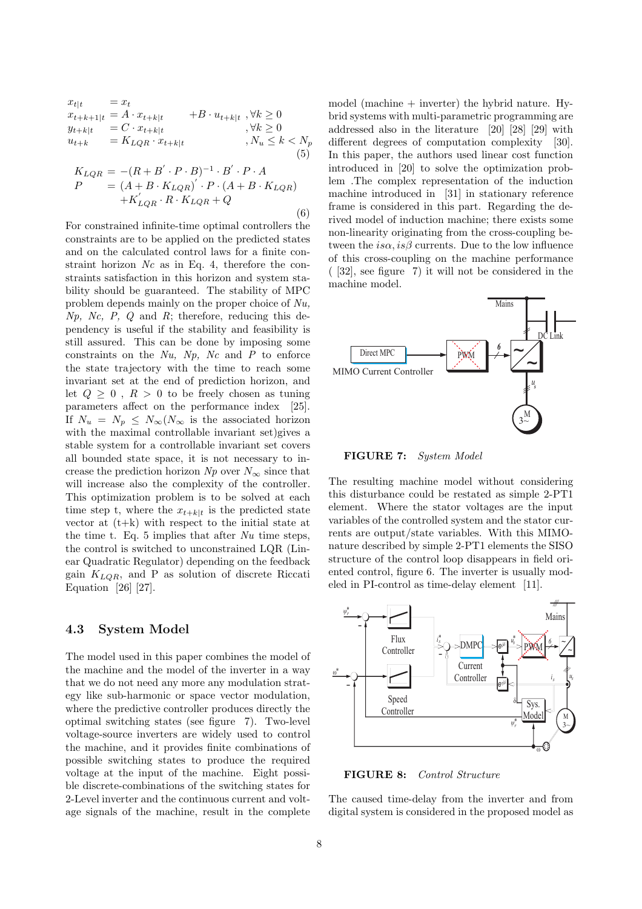$$
\begin{aligned}
x_{t|t} &= x_t \\
x_{t+k+1|t} &= A \cdot x_{t+k|t} \quad + B \cdot u_{t+k|t} \quad , \forall k \geq 0 \\
y_{t+k|t} &= C \cdot x_{t+k|t} \quad , \forall k \geq 0 \\
u_{t+k} &= K_{LQR} \cdot x_{t+k|t} \quad , N_u \leq k < N_p
\end{aligned}
\tag{5}
$$

$$
\begin{aligned}
K_{LQR} &= -(R + B' \cdot P \cdot B)^{-1} \cdot B' \cdot P \cdot A \\
P &= (A + B \cdot K_{LQR})' \cdot P \cdot (A + B \cdot K_{LQR}) \\
&\quad + K_{LQR}' \cdot R \cdot K_{LQR} + Q
\end{aligned}
\tag{6}
$$

For constrained infinite-time optimal controllers the constraints are to be applied on the predicted states and on the calculated control laws for a finite constraint horizon $Nc$ as in Eq. 4, therefore the constraints satisfaction in this horizon and system stability should be guaranteed. The stability of MPC problem depends mainly on the proper choice of $Nu$, $Np$, $Nc$, $P$, $Q$ and $R$; therefore, reducing this dependency is useful if the stability and feasibility is still assured. This can be done by imposing some constraints on the $Nu$, $Np$, $Nc$ and $P$ to enforce the state trajectory with the time to reach some invariant set at the end of prediction horizon, and let $Q \geq 0$ , $R > 0$ to be freely chosen as tuning parameters affect on the performance index [25]. If $N_u = N_p \leq N_\infty (N_\infty$ is the associated horizon with the maximal controllable invariant set)gives a stable system for a controllable invariant set covers all bounded state space, it is not necessary to increase the prediction horizon $Np$ over $N_\infty$ since that will increase also the complexity of the controller. This optimization problem is to be solved at each time step t, where the $x_{t+k|t}$ is the predicted state vector at (t+k) with respect to the initial state at the time t. Eq. 5 implies that after $Nu$ time steps, the control is switched to unconstrained LQR (Linear Quadratic Regulator) depending on the feedback gain $K_{LQR}$, and P as solution of discrete Riccati Equation [26] [27].

## 4.3 System Model

The model used in this paper combines the model of the machine and the model of the inverter in a way that we do not need any more any modulation strategy like sub-harmonic or space vector modulation, where the predictive controller produces directly the optimal switching states (see figure 7). Two-level voltage-source inverters are widely used to control the machine, and it provides finite combinations of possible switching states to produce the required voltage at the input of the machine. Eight possible discrete-combinations of the switching states for 2-Level inverter and the continuous current and voltage signals of the machine, result in the complete model (machine + inverter) the hybrid nature. Hybrid systems with multi-parametric programming are addressed also in the literature [20] [28] [29] with different degrees of computation complexity [30]. In this paper, the authors used linear cost function introduced in [20] to solve the optimization problem .The complex representation of the induction machine introduced in [31] in stationary reference frame is considered in this part. Regarding the derived model of induction machine; there exists some non-linearity originating from the cross-coupling between the $is\alpha, is\beta$ currents. Due to the low influence of this cross-coupling on the machine performance ( [32], see figure 7) it will not be considered in the machine model.

Mains
DC Link
Direct MPC
MIMO Current Controller
PWM
6
$u_s$
M
3~

**FIGURE 7:** *System Model*

The resulting machine model without considering this disturbance could be restated as simple 2-PT1 element. Where the stator voltages are the input variables of the controlled system and the stator currents are output/state variables. With this MIMO-nature described by simple 2-PT1 elements the SISO structure of the control loop disappears in field oriented control, figure 6. The inverter is usually modeled in PI-control as time-delay element [11].

$\psi_r^*$
$\omega^*$
Flux Controller
Speed Controller
$i_s^*$
DMPC
Current Controller
$e^{j\delta}$
$e^{-j\delta}$
$u_s^*$
PWM
6
Mains
$i_s$
$u_s$
$\delta$
Sys. Model
$\psi_r^*$
M
3~
$\omega$

**FIGURE 8:** *Control Structure*

The caused time-delay from the inverter and from digital system is considered in the proposed model as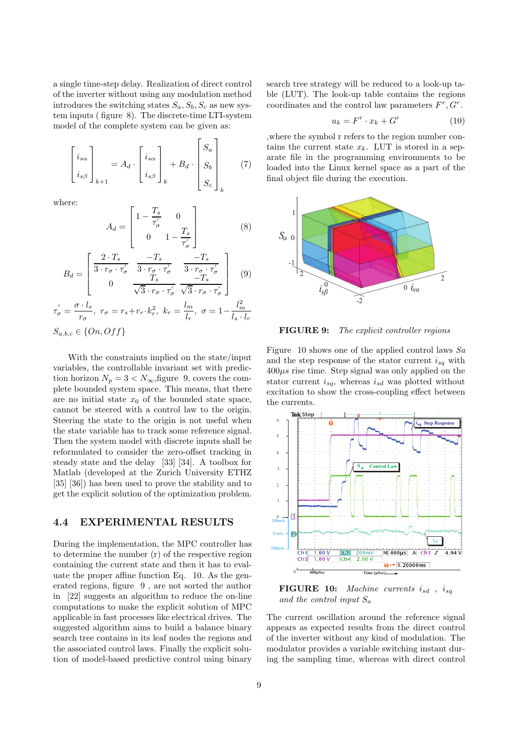a single time-step delay. Realization of direct control of the inverter without using any modulation method introduces the switching states $S_a, S_b, S_c$ as new system inputs ( figure 8). The discrete-time LTI-system model of the complete system can be given as:

$$\begin{bmatrix} i_{s\alpha} \\ i_{s\beta} \end{bmatrix}_{k+1} = A_d \cdot \begin{bmatrix} i_{s\alpha} \\ i_{s\beta} \end{bmatrix}_k + B_d \cdot \begin{bmatrix} S_a \\ S_b \\ S_c \end{bmatrix}_k \quad (7)$$

where:

$$A_d = \begin{bmatrix} 1 - \dfrac{T_s}{\tau_\sigma'} & 0 \\ 0 & 1 - \dfrac{T_s}{\tau_\sigma'} \end{bmatrix} \quad (8)$$

$$B_d = \begin{bmatrix} \dfrac{2 \cdot T_s}{3 \cdot r_\sigma \cdot \tau_\sigma'} & \dfrac{-T_s}{3 \cdot r_\sigma \cdot \tau_\sigma'} & \dfrac{-T_s}{3 \cdot r_\sigma \cdot \tau_\sigma'} \\ 0 & \dfrac{T_s}{\sqrt{3} \cdot r_\sigma \cdot \tau_\sigma'} & \dfrac{-T_s}{\sqrt{3} \cdot r_\sigma \cdot \tau_\sigma'} \end{bmatrix} \quad (9)$$

$\tau_\sigma' = \dfrac{\sigma \cdot l_s}{r_\sigma}$, $r_\sigma = r_s + r_r \cdot k_r^2$, $k_r = \dfrac{l_m}{l_r}$, $\sigma = 1 - \dfrac{l_m^2}{l_s \cdot l_r}$

$S_{a,b,c} \in \{On, Off\}$

With the constraints implied on the state/input variables, the controllable invariant set with prediction horizon $N_p = 3 < N_\infty$,figure 9, covers the complete bounded system space. This means, that there are no initial state $x_0$ of the bounded state space, cannot be steered with a control law to the origin. Steering the state to the origin is not useful when the state variable has to track some reference signal. Then the system model with discrete inputs shall be reformulated to consider the zero-offset tracking in steady state and the delay [33] [34]. A toolbox for Matlab (developed at the Zurich University ETHZ [35] [36]) has been used to prove the stability and to get the explicit solution of the optimization problem.

## 4.4 EXPERIMENTAL RESULTS

During the implementation, the MPC controller has to determine the number (r) of the respective region containing the current state and then it has to evaluate the proper affine function Eq. 10. As the generated regions, figure 9 , are not sorted the author in [22] suggests an algorithm to reduce the on-line computations to make the explicit solution of MPC applicable in fast processes like electrical drives. The suggested algorithm aims to build a balance binary search tree contains in its leaf nodes the regions and the associated control laws. Finally the explicit solution of model-based predictive control using binary search tree strategy will be reduced to a look-up table (LUT). The look-up table contains the regions coordinates and the control law parameters $F^r, G^r$.

$$u_k = F^r \cdot x_k + G^r \quad (10)$$

,where the symbol r refers to the region number contains the current state $x_k$. LUT is stored in a separate file in the programming environments to be loaded into the Linux kernel space as a part of the final object file during the execution.

1
$S_a$ 0
-1
2
0
$i_{s\beta}$
-2
0 $i_{s\alpha}$
2

**FIGURE 9:** *The explicit controller regions*

Figure 10 shows one of the applied control laws $Sa$ and the step response of the stator current $i_{sq}$ with $400\mu s$ rise time. Step signal was only applied on the stator current $i_{sq}$, whereas $i_{sd}$ was plotted without excitation to show the cross-coupling effect between the currents.

Tek Stop
$i_{sq}$ Step Response
$S_a$ Control Law
$i_{sd}$
6
5
4
3
2
1
0
200mA
0 mA
-200mA
Ch1 1.00 V Ch2 200mV M 400µs A Ch3 ∫ 4.94 V
Ch3 1.00 V Ch4 2.00 V
1.20000ms
0 400µSec Time (µSec)

**FIGURE 10:** *Machine currents* $i_{sd}$ , $i_{sq}$ *and the control input* $S_a$

The current oscillation around the reference signal appears as expected results from the direct control of the inverter without any kind of modulation. The modulator provides a variable switching instant during the sampling time, whereas with direct control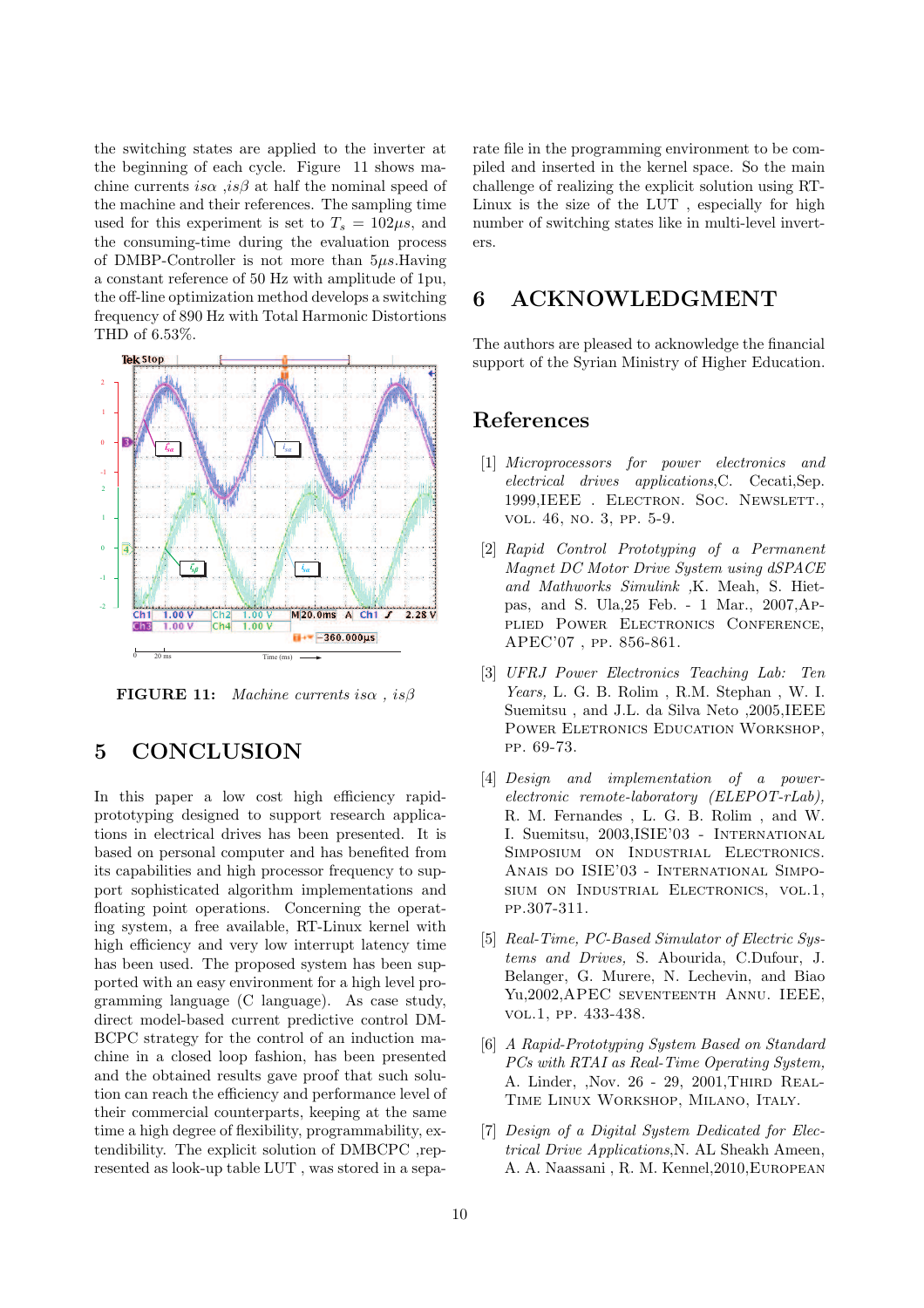the switching states are applied to the inverter at the beginning of each cycle. Figure 11 shows machine currents $is\alpha$ ,$is\beta$ at half the nominal speed of the machine and their references. The sampling time used for this experiment is set to $T_s = 102\mu s$, and the consuming-time during the evaluation process of DMBP-Controller is not more than $5\mu s$.Having a constant reference of 50 Hz with amplitude of 1pu, the off-line optimization method develops a switching frequency of 890 Hz with Total Harmonic Distortions THD of 6.53%.

Tek Stop

2
1
0
-1
2
1
0
-1
-2

$i_{s\alpha}$
$i_{s\alpha}$
$i_{s\beta}$
$i_{s\beta}$

Ch1 1.00 V Ch2 1.00 V M 20.0ms A Ch1 ∫ 2.28 V
Ch3 1.00 V Ch4 1.00 V
-360.000μs

0 20 ms Time (ms)

**FIGURE 11:** *Machine currents $is\alpha$ , $is\beta$*

## 5 CONCLUSION

In this paper a low cost high efficiency rapid-prototyping designed to support research applications in electrical drives has been presented. It is based on personal computer and has benefited from its capabilities and high processor frequency to support sophisticated algorithm implementations and floating point operations. Concerning the operating system, a free available, RT-Linux kernel with high efficiency and very low interrupt latency time has been used. The proposed system has been supported with an easy environment for a high level programming language (C language). As case study, direct model-based current predictive control DMBCPC strategy for the control of an induction machine in a closed loop fashion, has been presented and the obtained results gave proof that such solution can reach the efficiency and performance level of their commercial counterparts, keeping at the same time a high degree of flexibility, programmability, extendibility. The explicit solution of DMBCPC ,represented as look-up table LUT , was stored in a separate file in the programming environment to be compiled and inserted in the kernel space. So the main challenge of realizing the explicit solution using RT-Linux is the size of the LUT , especially for high number of switching states like in multi-level inverters.

## 6 ACKNOWLEDGMENT

The authors are pleased to acknowledge the financial support of the Syrian Ministry of Higher Education.

## References

[1] *Microprocessors for power electronics and electrical drives applications*,C. Cecati,Sep. 1999,IEEE . ELECTRON. SOC. NEWSLETT., VOL. 46, NO. 3, PP. 5-9.

[2] *Rapid Control Prototyping of a Permanent Magnet DC Motor Drive System using dSPACE and Mathworks Simulink* ,K. Meah, S. Hietpas, and S. Ula,25 Feb. - 1 Mar., 2007,APPLIED POWER ELECTRONICS CONFERENCE, APEC'07 , PP. 856-861.

[3] *UFRJ Power Electronics Teaching Lab: Ten Years,* L. G. B. Rolim , R.M. Stephan , W. I. Suemitsu , and J.L. da Silva Neto ,2005,IEEE POWER ELETRONICS EDUCATION WORKSHOP, PP. 69-73.

[4] *Design and implementation of a power-electronic remote-laboratory (ELEPOT-rLab),* R. M. Fernandes , L. G. B. Rolim , and W. I. Suemitsu, 2003,ISIE'03 - INTERNATIONAL SIMPOSIUM ON INDUSTRIAL ELECTRONICS. ANAIS DO ISIE'03 - INTERNATIONAL SIMPOSIUM ON INDUSTRIAL ELECTRONICS, VOL.1, PP.307-311.

[5] *Real-Time, PC-Based Simulator of Electric Systems and Drives,* S. Abourida, C.Dufour, J. Belanger, G. Murere, N. Lechevin, and Biao Yu,2002,APEC SEVENTEENTH ANNU. IEEE, VOL.1, PP. 433-438.

[6] *A Rapid-Prototyping System Based on Standard PCs with RTAI as Real-Time Operating System,* A. Linder, ,Nov. 26 - 29, 2001,THIRD REAL-TIME LINUX WORKSHOP, MILANO, ITALY.

[7] *Design of a Digital System Dedicated for Electrical Drive Applications,*N. AL Sheakh Ameen, A. A. Naassani , R. M. Kennel,2010,EUROPEAN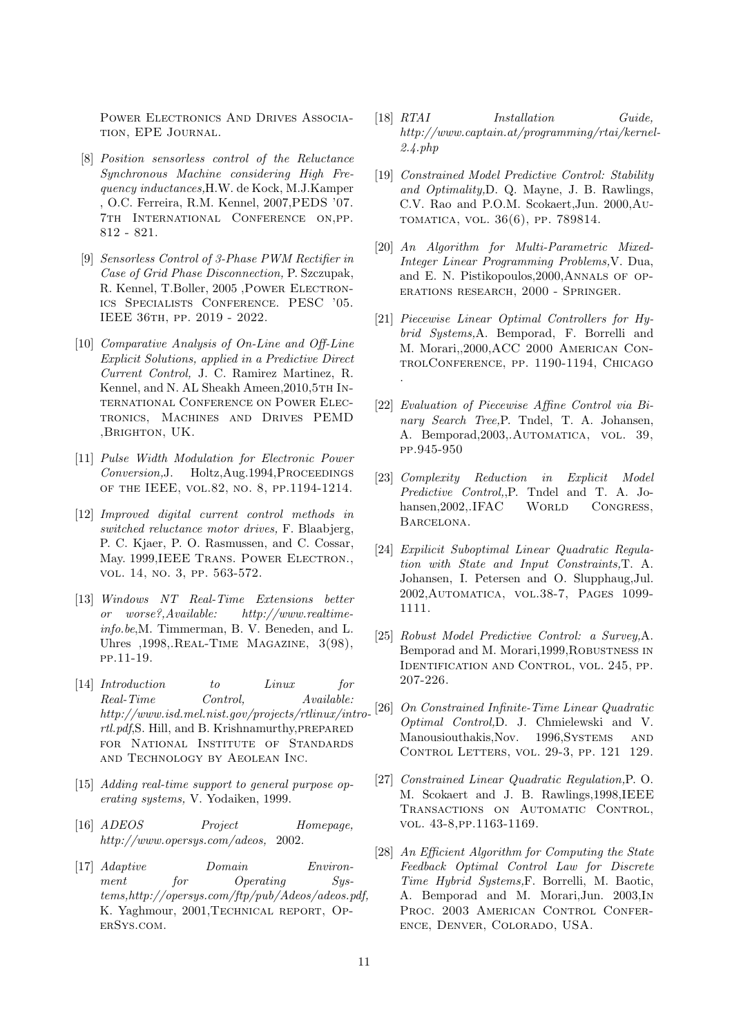Power Electronics And Drives Association, EPE Journal.

[8] *Position sensorless control of the Reluctance Synchronous Machine considering High Frequency inductances,*H.W. de Kock, M.J.Kamper , O.C. Ferreira, R.M. Kennel, 2007,PEDS '07. 7th International Conference on,pp. 812 - 821.

[9] *Sensorless Control of 3-Phase PWM Rectifier in Case of Grid Phase Disconnection,* P. Szczupak, R. Kennel, T.Boller, 2005 ,Power Electronics Specialists Conference. PESC '05. IEEE 36th, pp. 2019 - 2022.

[10] *Comparative Analysis of On-Line and Off-Line Explicit Solutions, applied in a Predictive Direct Current Control,* J. C. Ramirez Martinez, R. Kennel, and N. AL Sheakh Ameen,2010,5th International Conference on Power Electronics, Machines and Drives PEMD ,Brighton, UK.

[11] *Pulse Width Modulation for Electronic Power Conversion,*J. Holtz,Aug.1994,Proceedings of the IEEE, vol.82, no. 8, pp.1194-1214.

[12] *Improved digital current control methods in switched reluctance motor drives,* F. Blaabjerg, P. C. Kjaer, P. O. Rasmussen, and C. Cossar, May. 1999,IEEE Trans. Power Electron., vol. 14, no. 3, pp. 563-572.

[13] *Windows NT Real-Time Extensions better or worse?,Available: http://www.realtime-info.be,*M. Timmerman, B. V. Beneden, and L. Uhres ,1998,.Real-Time Magazine, 3(98), pp.11-19.

[14] *Introduction to Linux for Real-Time Control, Available: http://www.isd.mel.nist.gov/projects/rtlinux/intro-rtl.pdf,*S. Hill, and B. Krishnamurthy,prepared for National Institute of Standards and Technology by Aeolean Inc.

[15] *Adding real-time support to general purpose operating systems,* V. Yodaiken, 1999.

[16] *ADEOS Project Homepage, http://www.opersys.com/adeos,* 2002.

[17] *Adaptive Domain Environment for Operating Systems,http://opersys.com/ftp/pub/Adeos/adeos.pdf,* K. Yaghmour, 2001,Technical report, OperSys.com.

[18] *RTAI Installation Guide, http://www.captain.at/programming/rtai/kernel-2.4.php*

[19] *Constrained Model Predictive Control: Stability and Optimality,*D. Q. Mayne, J. B. Rawlings, C.V. Rao and P.O.M. Scokaert,Jun. 2000,Automatica, vol. 36(6), pp. 789814.

[20] *An Algorithm for Multi-Parametric Mixed-Integer Linear Programming Problems,*V. Dua, and E. N. Pistikopoulos,2000,Annals of operations research, 2000 - Springer.

[21] *Piecewise Linear Optimal Controllers for Hybrid Systems,*A. Bemporad, F. Borrelli and M. Morari,,2000,ACC 2000 American ControlConference, pp. 1190-1194, Chicago .

[22] *Evaluation of Piecewise Affine Control via Binary Search Tree,*P. Tndel, T. A. Johansen, A. Bemporad,2003,.Automatica, vol. 39, pp.945-950

[23] *Complexity Reduction in Explicit Model Predictive Control,*,P. Tndel and T. A. Johansen,2002,.IFAC World Congress, Barcelona.

[24] *Expilicit Suboptimal Linear Quadratic Regulation with State and Input Constraints,*T. A. Johansen, I. Petersen and O. Slupphaug,Jul. 2002,Automatica, vol.38-7, Pages 1099-1111.

[25] *Robust Model Predictive Control: a Survey,*A. Bemporad and M. Morari,1999,Robustness in Identification and Control, vol. 245, pp. 207-226.

[26] *On Constrained Infinite-Time Linear Quadratic Optimal Control,*D. J. Chmielewski and V. Manousiouthakis,Nov. 1996,Systems and Control Letters, vol. 29-3, pp. 121 129.

[27] *Constrained Linear Quadratic Regulation,*P. O. M. Scokaert and J. B. Rawlings,1998,IEEE Transactions on Automatic Control, vol. 43-8,pp.1163-1169.

[28] *An Efficient Algorithm for Computing the State Feedback Optimal Control Law for Discrete Time Hybrid Systems,*F. Borrelli, M. Baotic, A. Bemporad and M. Morari,Jun. 2003,In Proc. 2003 American Control Conference, Denver, Colorado, USA.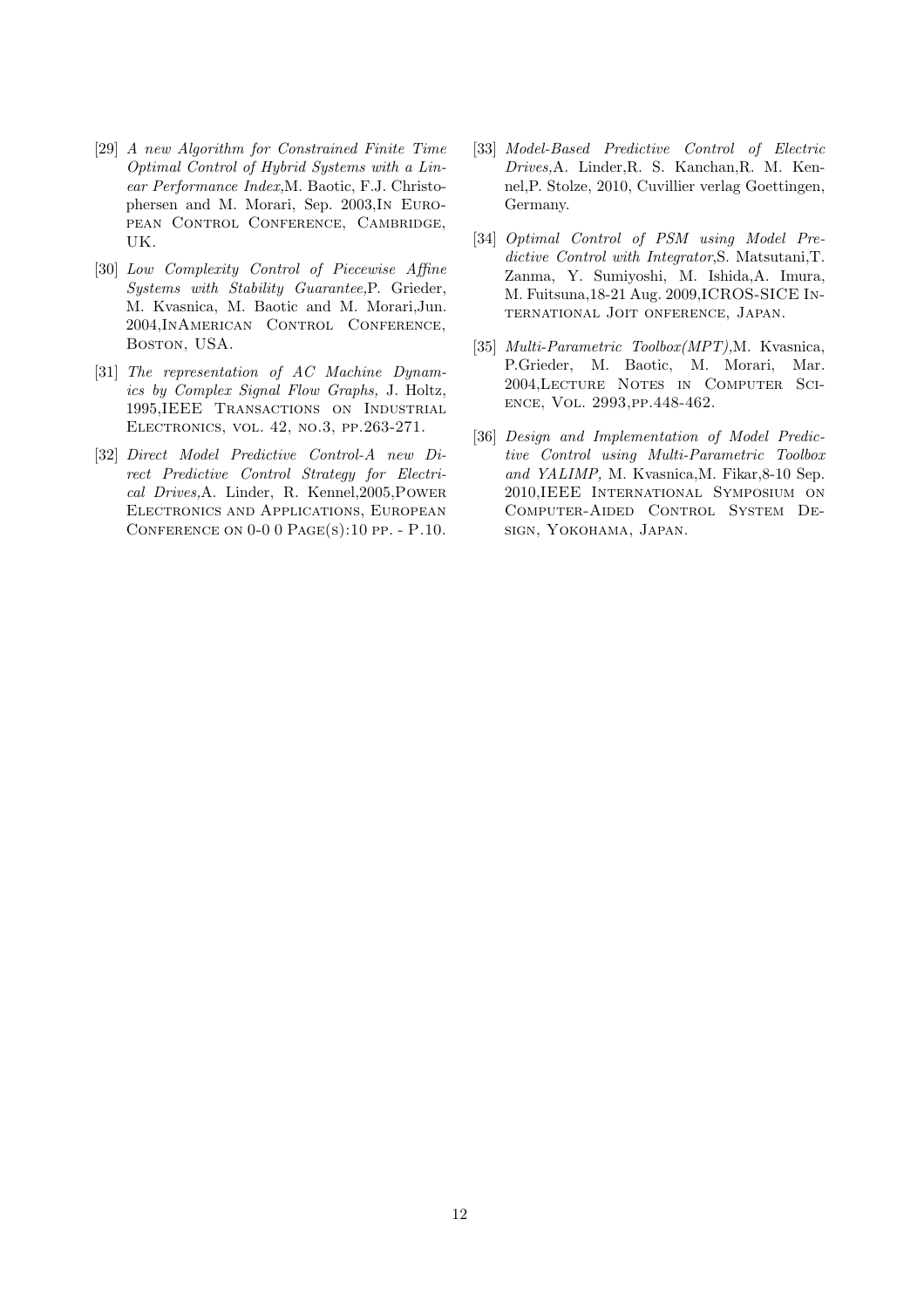[29] *A new Algorithm for Constrained Finite Time Optimal Control of Hybrid Systems with a Linear Performance Index*,M. Baotic, F.J. Christophersen and M. Morari, Sep. 2003,In European Control Conference, Cambridge, UK.

[30] *Low Complexity Control of Piecewise Affine Systems with Stability Guarantee*,P. Grieder, M. Kvasnica, M. Baotic and M. Morari,Jun. 2004,InAmerican Control Conference, Boston, USA.

[31] *The representation of AC Machine Dynamics by Complex Signal Flow Graphs,* J. Holtz, 1995,IEEE Transactions on Industrial Electronics, vol. 42, no.3, pp.263-271.

[32] *Direct Model Predictive Control-A new Direct Predictive Control Strategy for Electrical Drives*,A. Linder, R. Kennel,2005,Power Electronics and Applications, European Conference on 0-0 0 Page(s):10 pp. - P.10.

[33] *Model-Based Predictive Control of Electric Drives,*A. Linder,R. S. Kanchan,R. M. Kennel,P. Stolze, 2010, Cuvillier verlag Goettingen, Germany.

[34] *Optimal Control of PSM using Model Predictive Control with Integrator*,S. Matsutani,T. Zanma, Y. Sumiyoshi, M. Ishida,A. Imura, M. Fuitsuna,18-21 Aug. 2009,ICROS-SICE International Joit onference, Japan.

[35] *Multi-Parametric Toolbox(MPT)*,M. Kvasnica, P.Grieder, M. Baotic, M. Morari, Mar. 2004,Lecture Notes in Computer Science, Vol. 2993,pp.448-462.

[36] *Design and Implementation of Model Predictive Control using Multi-Parametric Toolbox and YALIMP,* M. Kvasnica,M. Fikar,8-10 Sep. 2010,IEEE International Symposium on Computer-Aided Control System Design, Yokohama, Japan.